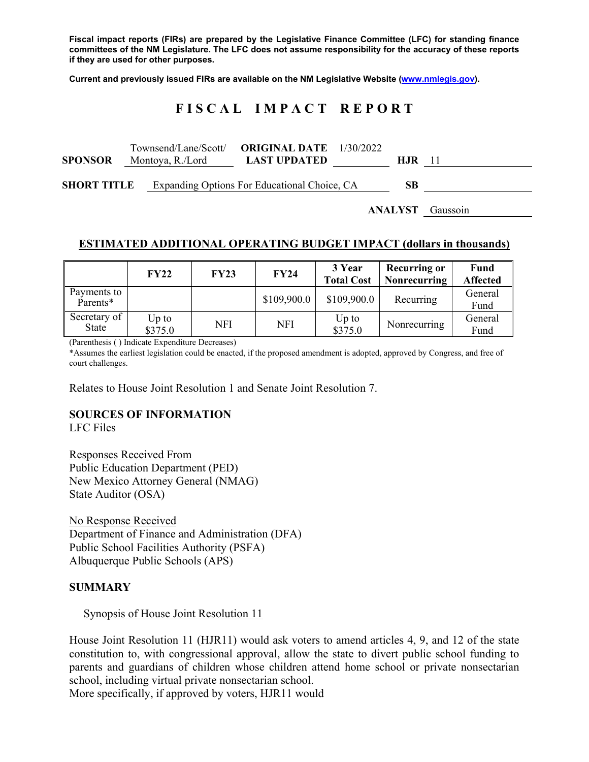**Fiscal impact reports (FIRs) are prepared by the Legislative Finance Committee (LFC) for standing finance committees of the NM Legislature. The LFC does not assume responsibility for the accuracy of these reports if they are used for other purposes.**

**Current and previously issued FIRs are available on the NM Legislative Website (www.nmlegis.gov).**

# F I S C A L   I M P A C T   R E P O R T

**SPONSOR** Townsend/Lane/Scott/ Montoya, R./Lord **ORIGINAL DATE** 1/30/2022 **LAST UPDATED** **HJR** 11

**SHORT TITLE** Expanding Options For Educational Choice, CA **SB**

**ANALYST** Gaussoin

## ESTIMATED ADDITIONAL OPERATING BUDGET IMPACT (dollars in thousands)

| | FY22 | FY23 | FY24 | 3 Year Total Cost | Recurring or Nonrecurring | Fund Affected |
|---|---|---|---|---|---|---|
| Payments to Parents* | | | $109,900.0 | $109,900.0 | Recurring | General Fund |
| Secretary of State | Up to $375.0 | NFI | NFI | Up to $375.0 | Nonrecurring | General Fund |

(Parenthesis ( ) Indicate Expenditure Decreases)

*Assumes the earliest legislation could be enacted, if the proposed amendment is adopted, approved by Congress, and free of court challenges.

Relates to House Joint Resolution 1 and Senate Joint Resolution 7.

### SOURCES OF INFORMATION

LFC Files

Responses Received From
Public Education Department (PED)
New Mexico Attorney General (NMAG)
State Auditor (OSA)

No Response Received
Department of Finance and Administration (DFA)
Public School Facilities Authority (PSFA)
Albuquerque Public Schools (APS)

### SUMMARY

Synopsis of House Joint Resolution 11

House Joint Resolution 11 (HJR11) would ask voters to amend articles 4, 9, and 12 of the state constitution to, with congressional approval, allow the state to divert public school funding to parents and guardians of children whose children attend home school or private nonsectarian school, including virtual private nonsectarian school.
More specifically, if approved by voters, HJR11 would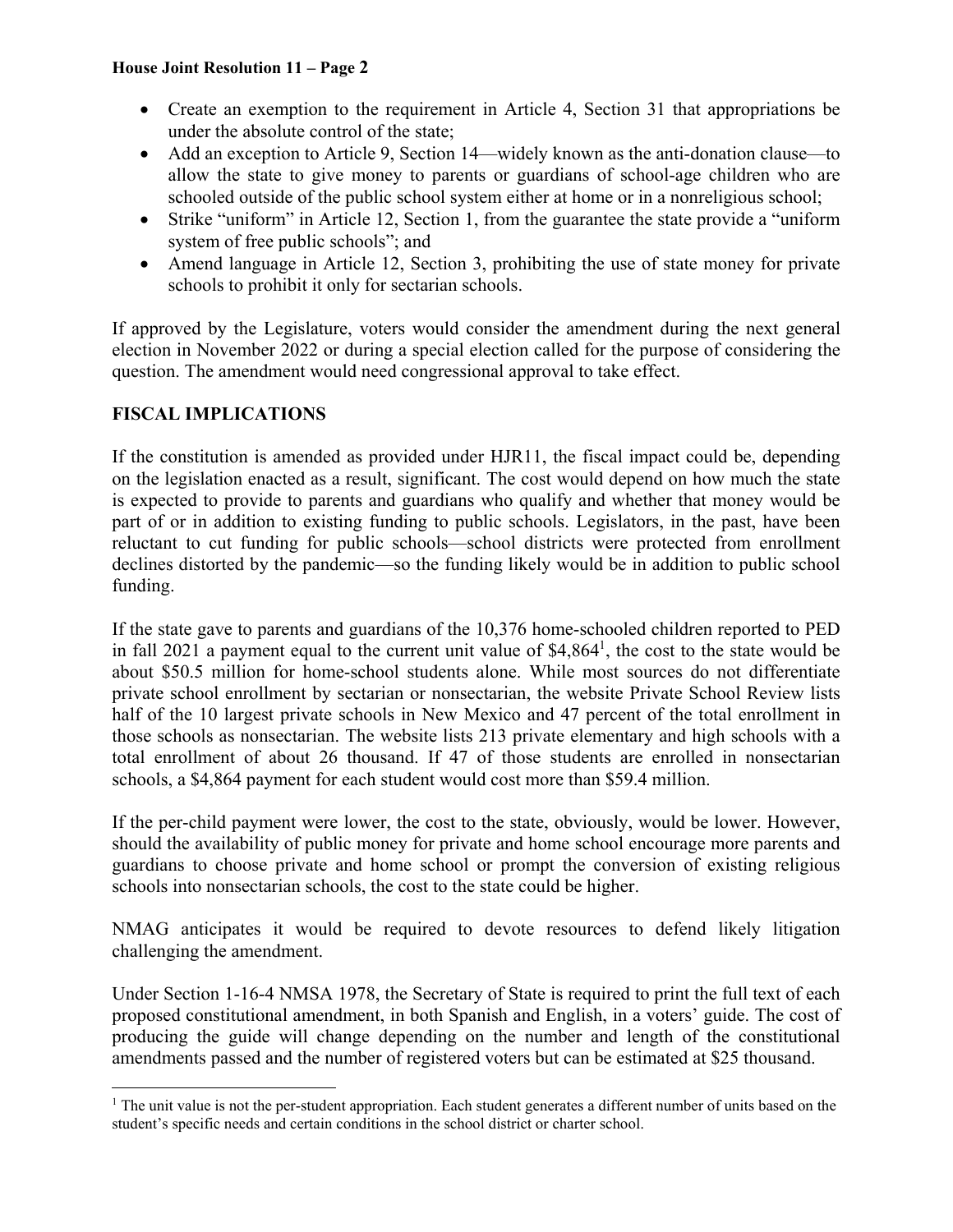- Create an exemption to the requirement in Article 4, Section 31 that appropriations be under the absolute control of the state;
- Add an exception to Article 9, Section 14—widely known as the anti-donation clause—to allow the state to give money to parents or guardians of school-age children who are schooled outside of the public school system either at home or in a nonreligious school;
- Strike "uniform" in Article 12, Section 1, from the guarantee the state provide a "uniform system of free public schools"; and
- Amend language in Article 12, Section 3, prohibiting the use of state money for private schools to prohibit it only for sectarian schools.

If approved by the Legislature, voters would consider the amendment during the next general election in November 2022 or during a special election called for the purpose of considering the question. The amendment would need congressional approval to take effect.

## FISCAL IMPLICATIONS

If the constitution is amended as provided under HJR11, the fiscal impact could be, depending on the legislation enacted as a result, significant. The cost would depend on how much the state is expected to provide to parents and guardians who qualify and whether that money would be part of or in addition to existing funding to public schools. Legislators, in the past, have been reluctant to cut funding for public schools—school districts were protected from enrollment declines distorted by the pandemic—so the funding likely would be in addition to public school funding.

If the state gave to parents and guardians of the 10,376 home-schooled children reported to PED in fall 2021 a payment equal to the current unit value of $4,864[1], the cost to the state would be about $50.5 million for home-school students alone. While most sources do not differentiate private school enrollment by sectarian or nonsectarian, the website Private School Review lists half of the 10 largest private schools in New Mexico and 47 percent of the total enrollment in those schools as nonsectarian. The website lists 213 private elementary and high schools with a total enrollment of about 26 thousand. If 47 of those students are enrolled in nonsectarian schools, a $4,864 payment for each student would cost more than $59.4 million.

If the per-child payment were lower, the cost to the state, obviously, would be lower. However, should the availability of public money for private and home school encourage more parents and guardians to choose private and home school or prompt the conversion of existing religious schools into nonsectarian schools, the cost to the state could be higher.

NMAG anticipates it would be required to devote resources to defend likely litigation challenging the amendment.

Under Section 1-16-4 NMSA 1978, the Secretary of State is required to print the full text of each proposed constitutional amendment, in both Spanish and English, in a voters' guide. The cost of producing the guide will change depending on the number and length of the constitutional amendments passed and the number of registered voters but can be estimated at $25 thousand.

[1] The unit value is not the per-student appropriation. Each student generates a different number of units based on the student's specific needs and certain conditions in the school district or charter school.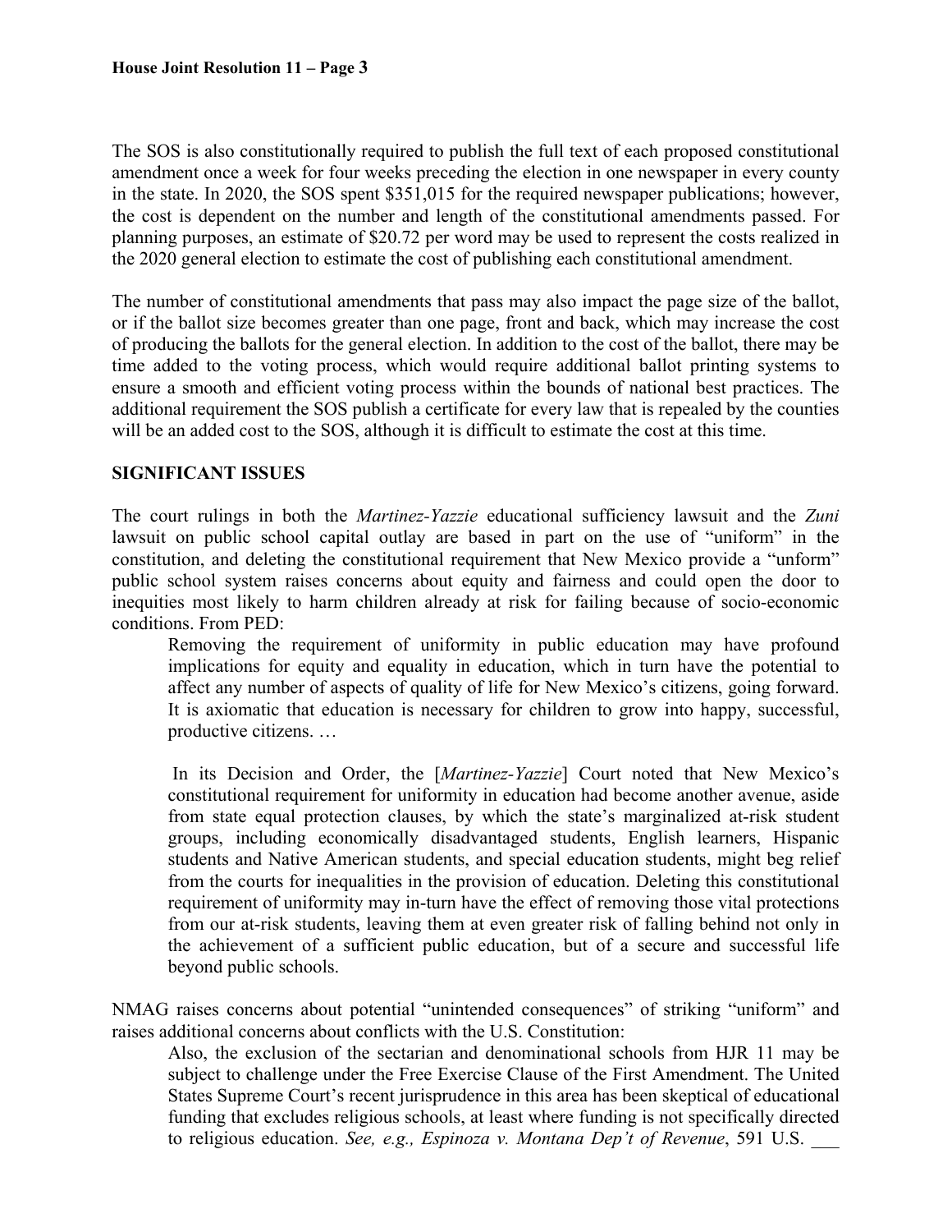The SOS is also constitutionally required to publish the full text of each proposed constitutional amendment once a week for four weeks preceding the election in one newspaper in every county in the state. In 2020, the SOS spent $351,015 for the required newspaper publications; however, the cost is dependent on the number and length of the constitutional amendments passed. For planning purposes, an estimate of $20.72 per word may be used to represent the costs realized in the 2020 general election to estimate the cost of publishing each constitutional amendment.

The number of constitutional amendments that pass may also impact the page size of the ballot, or if the ballot size becomes greater than one page, front and back, which may increase the cost of producing the ballots for the general election. In addition to the cost of the ballot, there may be time added to the voting process, which would require additional ballot printing systems to ensure a smooth and efficient voting process within the bounds of national best practices. The additional requirement the SOS publish a certificate for every law that is repealed by the counties will be an added cost to the SOS, although it is difficult to estimate the cost at this time.

**SIGNIFICANT ISSUES**

The court rulings in both the *Martinez-Yazzie* educational sufficiency lawsuit and the *Zuni* lawsuit on public school capital outlay are based in part on the use of "uniform" in the constitution, and deleting the constitutional requirement that New Mexico provide a "unform" public school system raises concerns about equity and fairness and could open the door to inequities most likely to harm children already at risk for failing because of socio-economic conditions. From PED:

> Removing the requirement of uniformity in public education may have profound implications for equity and equality in education, which in turn have the potential to affect any number of aspects of quality of life for New Mexico's citizens, going forward. It is axiomatic that education is necessary for children to grow into happy, successful, productive citizens. …
>
> In its Decision and Order, the [*Martinez-Yazzie*] Court noted that New Mexico's constitutional requirement for uniformity in education had become another avenue, aside from state equal protection clauses, by which the state's marginalized at-risk student groups, including economically disadvantaged students, English learners, Hispanic students and Native American students, and special education students, might beg relief from the courts for inequalities in the provision of education. Deleting this constitutional requirement of uniformity may in-turn have the effect of removing those vital protections from our at-risk students, leaving them at even greater risk of falling behind not only in the achievement of a sufficient public education, but of a secure and successful life beyond public schools.

NMAG raises concerns about potential "unintended consequences" of striking "uniform" and raises additional concerns about conflicts with the U.S. Constitution:

> Also, the exclusion of the sectarian and denominational schools from HJR 11 may be subject to challenge under the Free Exercise Clause of the First Amendment. The United States Supreme Court's recent jurisprudence in this area has been skeptical of educational funding that excludes religious schools, at least where funding is not specifically directed to religious education. *See, e.g., Espinoza v. Montana Dep't of Revenue*, 591 U.S. ___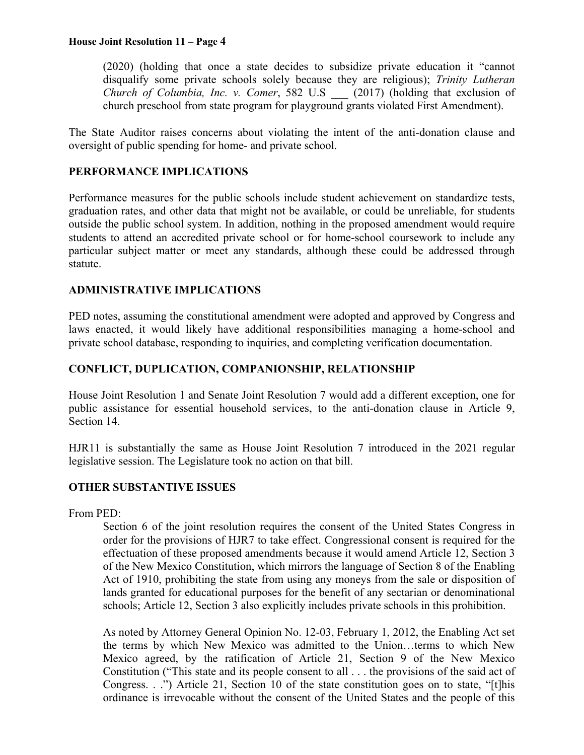(2020) (holding that once a state decides to subsidize private education it "cannot disqualify some private schools solely because they are religious); *Trinity Lutheran Church of Columbia, Inc. v. Comer*, 582 U.S ___ (2017) (holding that exclusion of church preschool from state program for playground grants violated First Amendment).

The State Auditor raises concerns about violating the intent of the anti-donation clause and oversight of public spending for home- and private school.

## PERFORMANCE IMPLICATIONS

Performance measures for the public schools include student achievement on standardize tests, graduation rates, and other data that might not be available, or could be unreliable, for students outside the public school system. In addition, nothing in the proposed amendment would require students to attend an accredited private school or for home-school coursework to include any particular subject matter or meet any standards, although these could be addressed through statute.

## ADMINISTRATIVE IMPLICATIONS

PED notes, assuming the constitutional amendment were adopted and approved by Congress and laws enacted, it would likely have additional responsibilities managing a home-school and private school database, responding to inquiries, and completing verification documentation.

## CONFLICT, DUPLICATION, COMPANIONSHIP, RELATIONSHIP

House Joint Resolution 1 and Senate Joint Resolution 7 would add a different exception, one for public assistance for essential household services, to the anti-donation clause in Article 9, Section 14.

HJR11 is substantially the same as House Joint Resolution 7 introduced in the 2021 regular legislative session. The Legislature took no action on that bill.

## OTHER SUBSTANTIVE ISSUES

From PED:

> Section 6 of the joint resolution requires the consent of the United States Congress in order for the provisions of HJR7 to take effect. Congressional consent is required for the effectuation of these proposed amendments because it would amend Article 12, Section 3 of the New Mexico Constitution, which mirrors the language of Section 8 of the Enabling Act of 1910, prohibiting the state from using any moneys from the sale or disposition of lands granted for educational purposes for the benefit of any sectarian or denominational schools; Article 12, Section 3 also explicitly includes private schools in this prohibition.
>
> As noted by Attorney General Opinion No. 12-03, February 1, 2012, the Enabling Act set the terms by which New Mexico was admitted to the Union…terms to which New Mexico agreed, by the ratification of Article 21, Section 9 of the New Mexico Constitution ("This state and its people consent to all . . . the provisions of the said act of Congress. . .") Article 21, Section 10 of the state constitution goes on to state, "[t]his ordinance is irrevocable without the consent of the United States and the people of this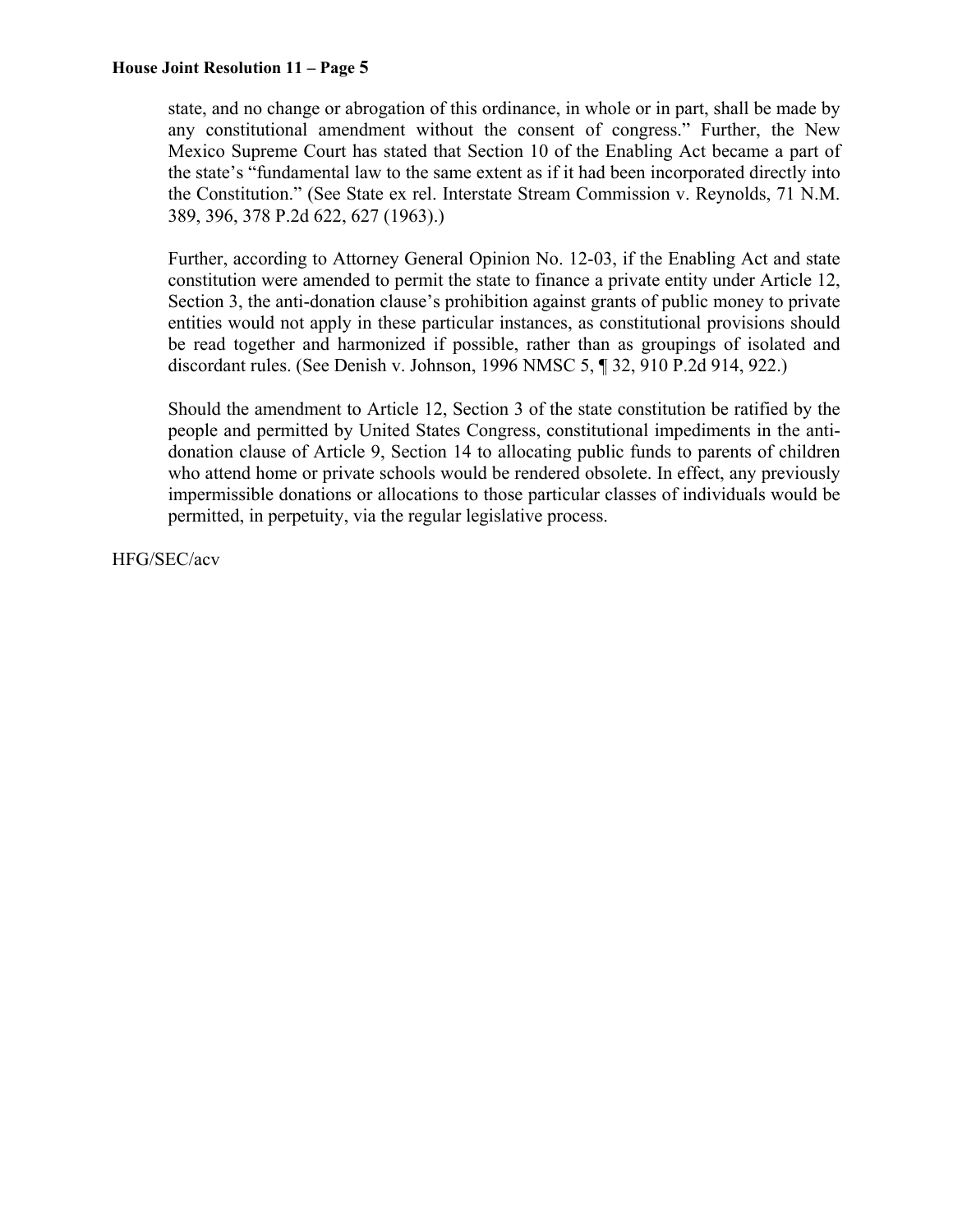state, and no change or abrogation of this ordinance, in whole or in part, shall be made by any constitutional amendment without the consent of congress." Further, the New Mexico Supreme Court has stated that Section 10 of the Enabling Act became a part of the state's "fundamental law to the same extent as if it had been incorporated directly into the Constitution." (See State ex rel. Interstate Stream Commission v. Reynolds, 71 N.M. 389, 396, 378 P.2d 622, 627 (1963).)

Further, according to Attorney General Opinion No. 12-03, if the Enabling Act and state constitution were amended to permit the state to finance a private entity under Article 12, Section 3, the anti-donation clause's prohibition against grants of public money to private entities would not apply in these particular instances, as constitutional provisions should be read together and harmonized if possible, rather than as groupings of isolated and discordant rules. (See Denish v. Johnson, 1996 NMSC 5, ¶ 32, 910 P.2d 914, 922.)

Should the amendment to Article 12, Section 3 of the state constitution be ratified by the people and permitted by United States Congress, constitutional impediments in the anti-donation clause of Article 9, Section 14 to allocating public funds to parents of children who attend home or private schools would be rendered obsolete. In effect, any previously impermissible donations or allocations to those particular classes of individuals would be permitted, in perpetuity, via the regular legislative process.

HFG/SEC/acv